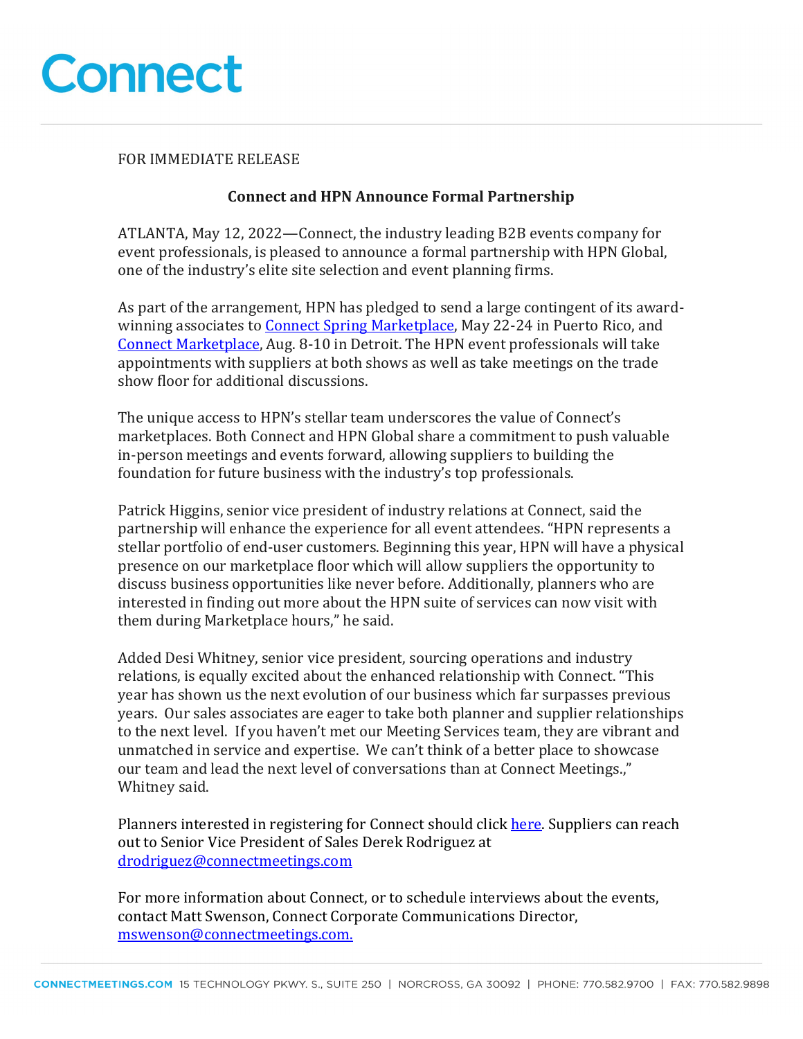# Connect

FOR IMMEDIATE RELEASE

**Connect and HPN Announce Formal Partnership**

ATLANTA, May 12, 2022—Connect, the industry leading B2B events company for event professionals, is pleased to announce a formal partnership with HPN Global, one of the industry's elite site selection and event planning firms.

As part of the arrangement, HPN has pledged to send a large contingent of its award-winning associates to Connect Spring Marketplace, May 22-24 in Puerto Rico, and Connect Marketplace, Aug. 8-10 in Detroit. The HPN event professionals will take appointments with suppliers at both shows as well as take meetings on the trade show floor for additional discussions.

The unique access to HPN's stellar team underscores the value of Connect's marketplaces. Both Connect and HPN Global share a commitment to push valuable in-person meetings and events forward, allowing suppliers to building the foundation for future business with the industry's top professionals.

Patrick Higgins, senior vice president of industry relations at Connect, said the partnership will enhance the experience for all event attendees. "HPN represents a stellar portfolio of end-user customers. Beginning this year, HPN will have a physical presence on our marketplace floor which will allow suppliers the opportunity to discuss business opportunities like never before. Additionally, planners who are interested in finding out more about the HPN suite of services can now visit with them during Marketplace hours," he said.

Added Desi Whitney, senior vice president, sourcing operations and industry relations, is equally excited about the enhanced relationship with Connect. "This year has shown us the next evolution of our business which far surpasses previous years. Our sales associates are eager to take both planner and supplier relationships to the next level. If you haven't met our Meeting Services team, they are vibrant and unmatched in service and expertise. We can't think of a better place to showcase our team and lead the next level of conversations than at Connect Meetings.," Whitney said.

Planners interested in registering for Connect should click here. Suppliers can reach out to Senior Vice President of Sales Derek Rodriguez at drodriguez@connectmeetings.com

For more information about Connect, or to schedule interviews about the events, contact Matt Swenson, Connect Corporate Communications Director, mswenson@connectmeetings.com.

CONNECTMEETINGS.COM 15 TECHNOLOGY PKWY. S., SUITE 250 | NORCROSS, GA 30092 | PHONE: 770.582.9700 | FAX: 770.582.9898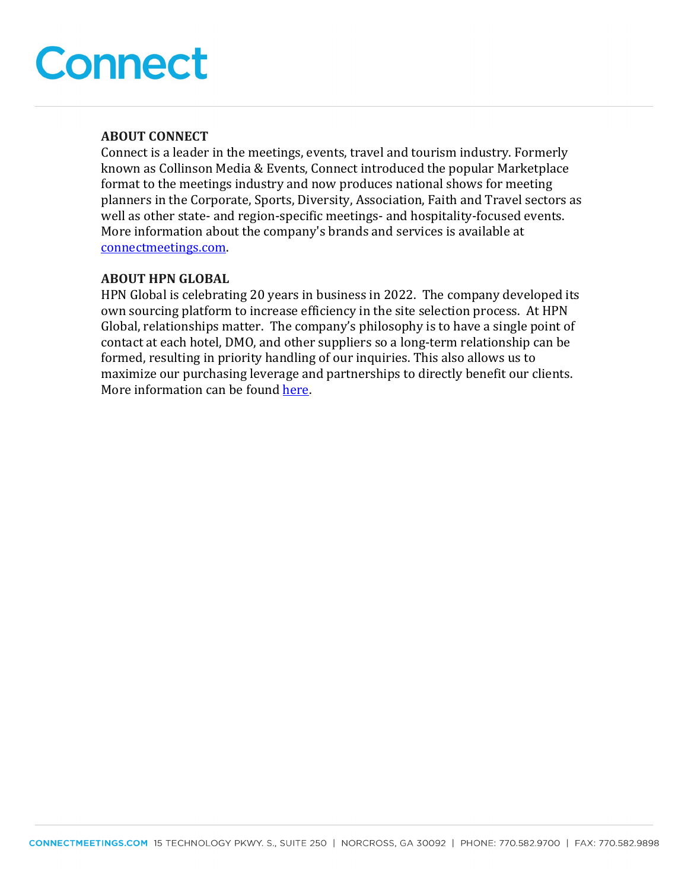**ABOUT CONNECT**
Connect is a leader in the meetings, events, travel and tourism industry. Formerly known as Collinson Media & Events, Connect introduced the popular Marketplace format to the meetings industry and now produces national shows for meeting planners in the Corporate, Sports, Diversity, Association, Faith and Travel sectors as well as other state- and region-specific meetings- and hospitality-focused events. More information about the company's brands and services is available at connectmeetings.com.

**ABOUT HPN GLOBAL**
HPN Global is celebrating 20 years in business in 2022. The company developed its own sourcing platform to increase efficiency in the site selection process. At HPN Global, relationships matter. The company's philosophy is to have a single point of contact at each hotel, DMO, and other suppliers so a long-term relationship can be formed, resulting in priority handling of our inquiries. This also allows us to maximize our purchasing leverage and partnerships to directly benefit our clients. More information can be found here.